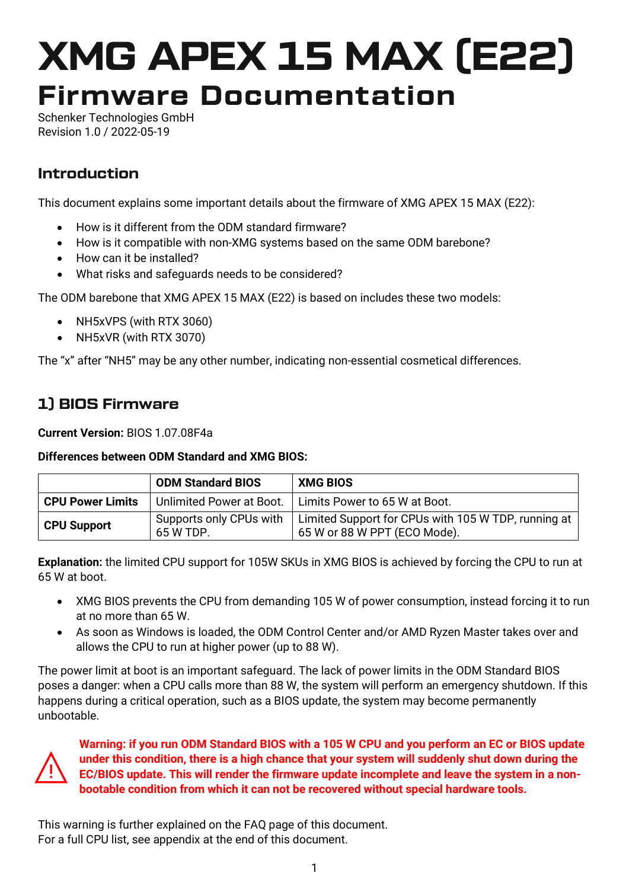# XMG APEX 15 MAX (E22)

## Firmware Documentation

Schenker Technologies GmbH
Revision 1.0 / 2022-05-19

### Introduction

This document explains some important details about the firmware of XMG APEX 15 MAX (E22):

- How is it different from the ODM standard firmware?
- How is it compatible with non-XMG systems based on the same ODM barebone?
- How can it be installed?
- What risks and safeguards needs to be considered?

The ODM barebone that XMG APEX 15 MAX (E22) is based on includes these two models:

- NH5xVPS (with RTX 3060)
- NH5xVR (with RTX 3070)

The "x" after "NH5" may be any other number, indicating non-essential cosmetical differences.

### 1) BIOS Firmware

**Current Version:** BIOS 1.07.08F4a

**Differences between ODM Standard and XMG BIOS:**

| | ODM Standard BIOS | XMG BIOS |
|---|---|---|
| **CPU Power Limits** | Unlimited Power at Boot. | Limits Power to 65 W at Boot. |
| **CPU Support** | Supports only CPUs with 65 W TDP. | Limited Support for CPUs with 105 W TDP, running at 65 W or 88 W PPT (ECO Mode). |

**Explanation:** the limited CPU support for 105W SKUs in XMG BIOS is achieved by forcing the CPU to run at 65 W at boot.

- XMG BIOS prevents the CPU from demanding 105 W of power consumption, instead forcing it to run at no more than 65 W.
- As soon as Windows is loaded, the ODM Control Center and/or AMD Ryzen Master takes over and allows the CPU to run at higher power (up to 88 W).

The power limit at boot is an important safeguard. The lack of power limits in the ODM Standard BIOS poses a danger: when a CPU calls more than 88 W, the system will perform an emergency shutdown. If this happens during a critical operation, such as a BIOS update, the system may become permanently unbootable.

**Warning: if you run ODM Standard BIOS with a 105 W CPU and you perform an EC or BIOS update under this condition, there is a high chance that your system will suddenly shut down during the EC/BIOS update. This will render the firmware update incomplete and leave the system in a non-bootable condition from which it can not be recovered without special hardware tools.**

This warning is further explained on the FAQ page of this document.
For a full CPU list, see appendix at the end of this document.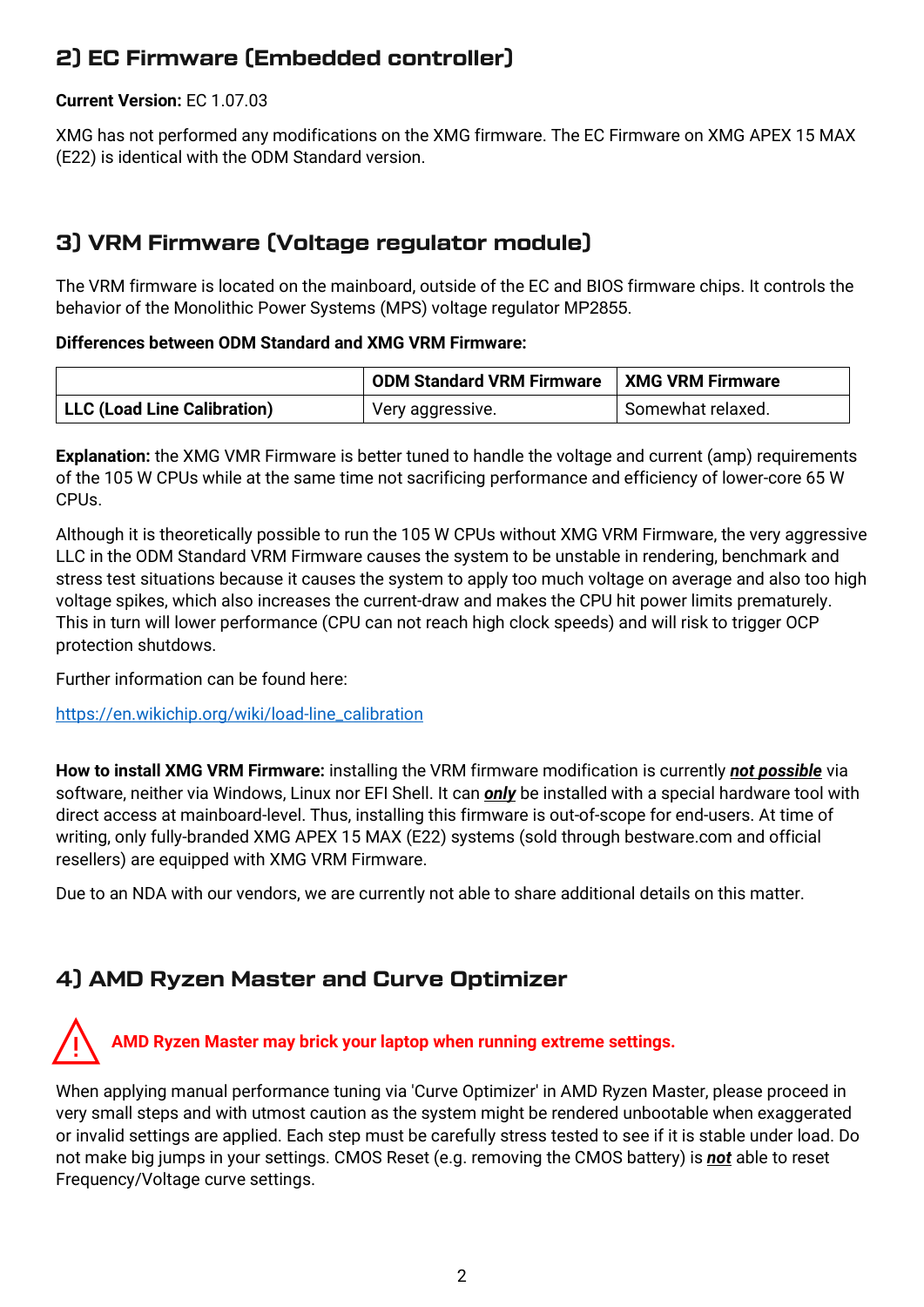## 2) EC Firmware (Embedded controller)

**Current Version:** EC 1.07.03

XMG has not performed any modifications on the XMG firmware. The EC Firmware on XMG APEX 15 MAX (E22) is identical with the ODM Standard version.

## 3) VRM Firmware (Voltage regulator module)

The VRM firmware is located on the mainboard, outside of the EC and BIOS firmware chips. It controls the behavior of the Monolithic Power Systems (MPS) voltage regulator MP2855.

**Differences between ODM Standard and XMG VRM Firmware:**

| | **ODM Standard VRM Firmware** | **XMG VRM Firmware** |
|---|---|---|
| **LLC (Load Line Calibration)** | Very aggressive. | Somewhat relaxed. |

**Explanation:** the XMG VMR Firmware is better tuned to handle the voltage and current (amp) requirements of the 105 W CPUs while at the same time not sacrificing performance and efficiency of lower-core 65 W CPUs.

Although it is theoretically possible to run the 105 W CPUs without XMG VRM Firmware, the very aggressive LLC in the ODM Standard VRM Firmware causes the system to be unstable in rendering, benchmark and stress test situations because it causes the system to apply too much voltage on average and also too high voltage spikes, which also increases the current-draw and makes the CPU hit power limits prematurely. This in turn will lower performance (CPU can not reach high clock speeds) and will risk to trigger OCP protection shutdowns.

Further information can be found here:

https://en.wikichip.org/wiki/load-line_calibration

**How to install XMG VRM Firmware:** installing the VRM firmware modification is currently ***not possible*** via software, neither via Windows, Linux nor EFI Shell. It can ***only*** be installed with a special hardware tool with direct access at mainboard-level. Thus, installing this firmware is out-of-scope for end-users. At time of writing, only fully-branded XMG APEX 15 MAX (E22) systems (sold through bestware.com and official resellers) are equipped with XMG VRM Firmware.

Due to an NDA with our vendors, we are currently not able to share additional details on this matter.

## 4) AMD Ryzen Master and Curve Optimizer

⚠ **AMD Ryzen Master may brick your laptop when running extreme settings.**

When applying manual performance tuning via 'Curve Optimizer' in AMD Ryzen Master, please proceed in very small steps and with utmost caution as the system might be rendered unbootable when exaggerated or invalid settings are applied. Each step must be carefully stress tested to see if it is stable under load. Do not make big jumps in your settings. CMOS Reset (e.g. removing the CMOS battery) is ***not*** able to reset Frequency/Voltage curve settings.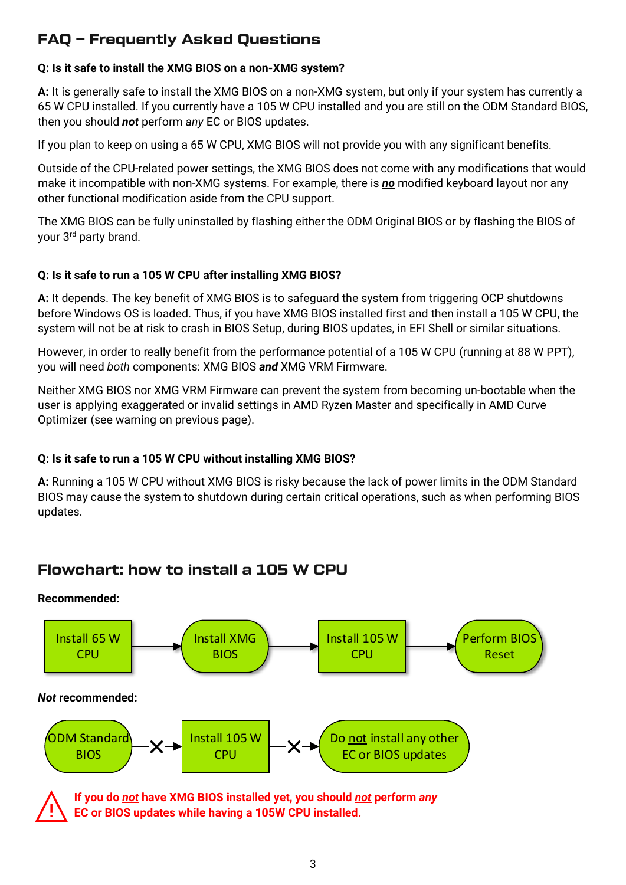## FAQ – Frequently Asked Questions

**Q: Is it safe to install the XMG BIOS on a non-XMG system?**

**A:** It is generally safe to install the XMG BIOS on a non-XMG system, but only if your system has currently a 65 W CPU installed. If you currently have a 105 W CPU installed and you are still on the ODM Standard BIOS, then you should ***not*** perform *any* EC or BIOS updates.

If you plan to keep on using a 65 W CPU, XMG BIOS will not provide you with any significant benefits.

Outside of the CPU-related power settings, the XMG BIOS does not come with any modifications that would make it incompatible with non-XMG systems. For example, there is ***no*** modified keyboard layout nor any other functional modification aside from the CPU support.

The XMG BIOS can be fully uninstalled by flashing either the ODM Original BIOS or by flashing the BIOS of your 3rd party brand.

**Q: Is it safe to run a 105 W CPU after installing XMG BIOS?**

**A:** It depends. The key benefit of XMG BIOS is to safeguard the system from triggering OCP shutdowns before Windows OS is loaded. Thus, if you have XMG BIOS installed first and then install a 105 W CPU, the system will not be at risk to crash in BIOS Setup, during BIOS updates, in EFI Shell or similar situations.

However, in order to really benefit from the performance potential of a 105 W CPU (running at 88 W PPT), you will need *both* components: XMG BIOS ***and*** XMG VRM Firmware.

Neither XMG BIOS nor XMG VRM Firmware can prevent the system from becoming un-bootable when the user is applying exaggerated or invalid settings in AMD Ryzen Master and specifically in AMD Curve Optimizer (see warning on previous page).

**Q: Is it safe to run a 105 W CPU without installing XMG BIOS?**

**A:** Running a 105 W CPU without XMG BIOS is risky because the lack of power limits in the ODM Standard BIOS may cause the system to shutdown during certain critical operations, such as when performing BIOS updates.

## Flowchart: how to install a 105 W CPU

**Recommended:**

Install 65 W CPU → Install XMG BIOS → Install 105 W CPU → Perform BIOS Reset

***Not*** **recommended:**

ODM Standard BIOS ✕→ Install 105 W CPU ✕→ Do not install any other EC or BIOS updates

**If you do *not* have XMG BIOS installed yet, you should *not* perform *any* EC or BIOS updates while having a 105W CPU installed.**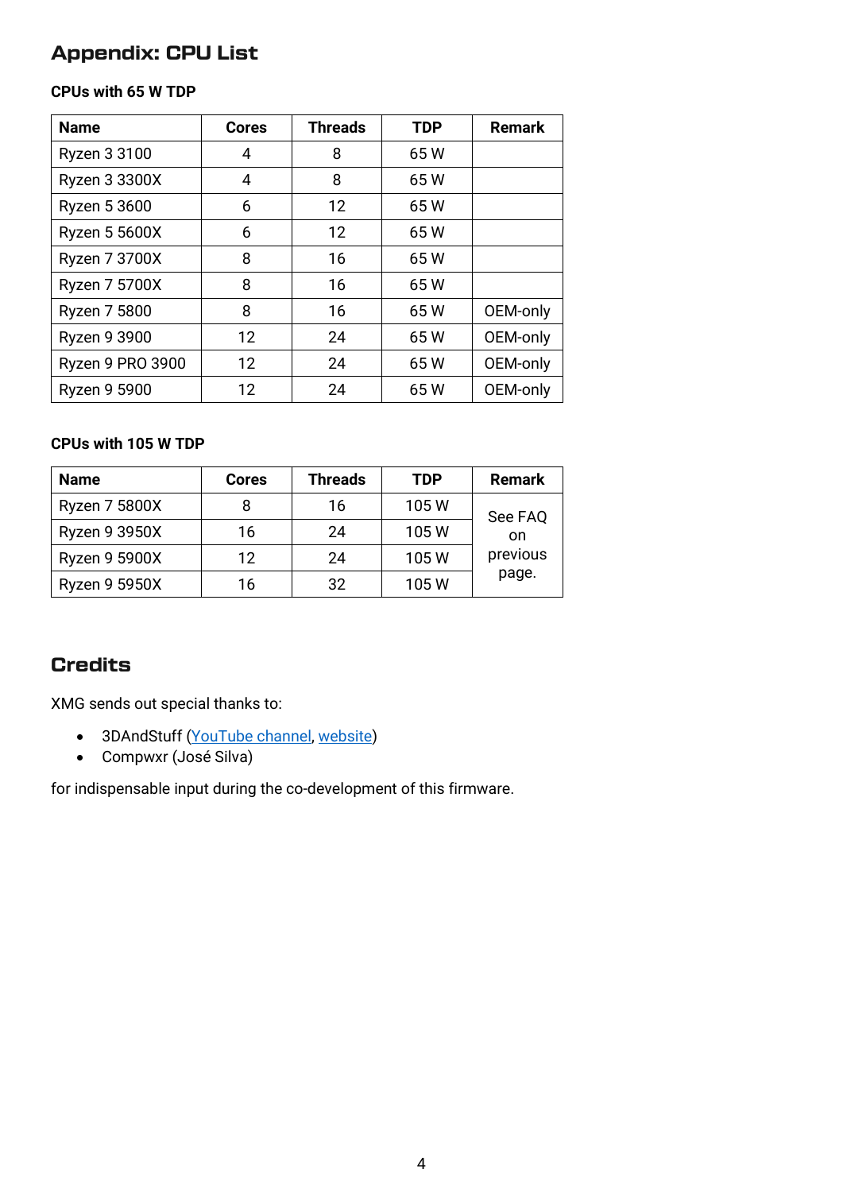## Appendix: CPU List

### CPUs with 65 W TDP

| Name | Cores | Threads | TDP | Remark |
|---|---|---|---|---|
| Ryzen 3 3100 | 4 | 8 | 65 W | |
| Ryzen 3 3300X | 4 | 8 | 65 W | |
| Ryzen 5 3600 | 6 | 12 | 65 W | |
| Ryzen 5 5600X | 6 | 12 | 65 W | |
| Ryzen 7 3700X | 8 | 16 | 65 W | |
| Ryzen 7 5700X | 8 | 16 | 65 W | |
| Ryzen 7 5800 | 8 | 16 | 65 W | OEM-only |
| Ryzen 9 3900 | 12 | 24 | 65 W | OEM-only |
| Ryzen 9 PRO 3900 | 12 | 24 | 65 W | OEM-only |
| Ryzen 9 5900 | 12 | 24 | 65 W | OEM-only |

### CPUs with 105 W TDP

| Name | Cores | Threads | TDP | Remark |
|---|---|---|---|---|
| Ryzen 7 5800X | 8 | 16 | 105 W | See FAQ on previous page. |
| Ryzen 9 3950X | 16 | 24 | 105 W | |
| Ryzen 9 5900X | 12 | 24 | 105 W | |
| Ryzen 9 5950X | 16 | 32 | 105 W | |

## Credits

XMG sends out special thanks to:

- 3DAndStuff (YouTube channel, website)
- Compwxr (José Silva)

for indispensable input during the co-development of this firmware.